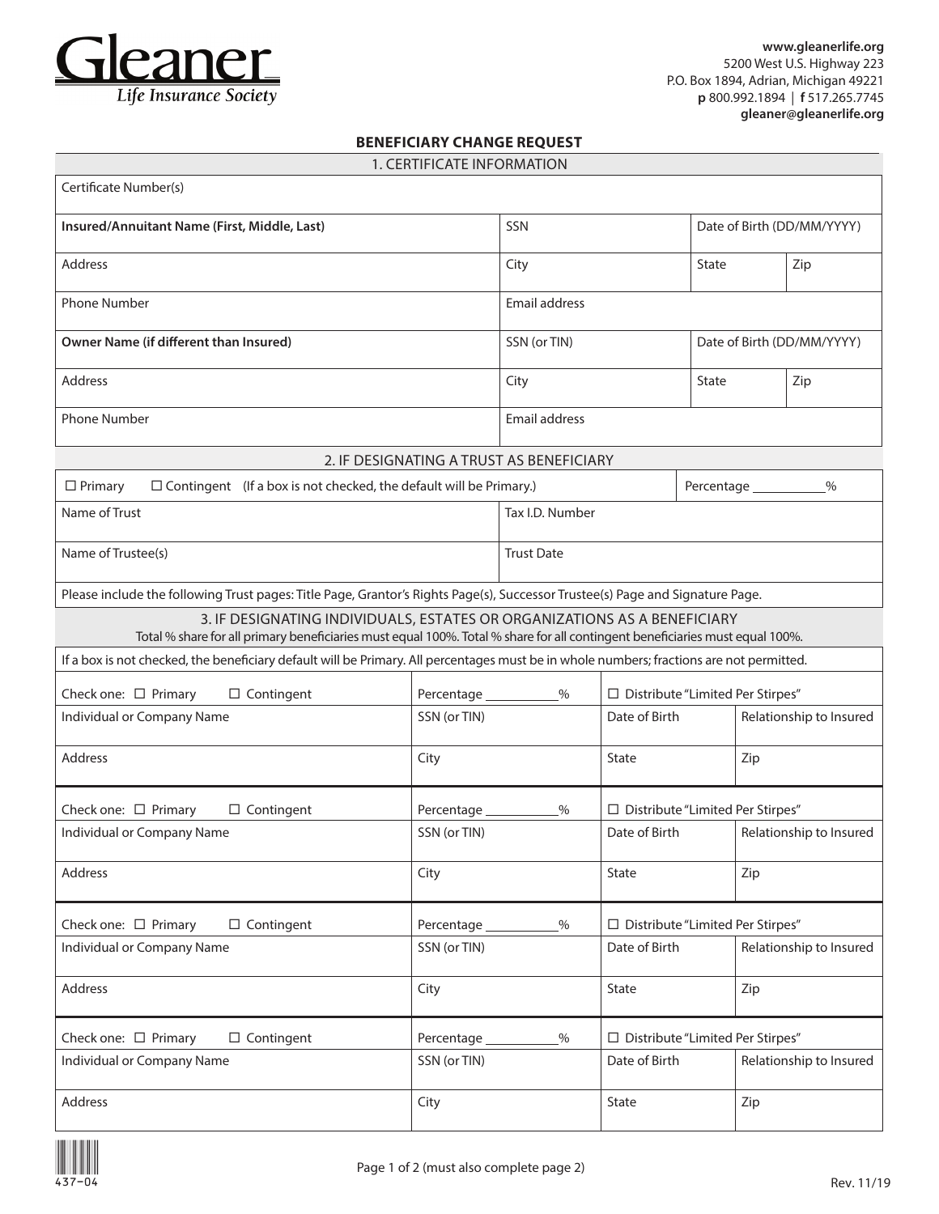# Gleaner

*Life Insurance Society*

**www.gleanerlife.org**
5200 West U.S. Highway 223
P.O. Box 1894, Adrian, Michigan 49221
**p** 800.992.1894 | **f** 517.265.7745
**gleaner@gleanerlife.org**

## BENEFICIARY CHANGE REQUEST

### 1. CERTIFICATE INFORMATION

| Certificate Number(s) | | | |
|---|---|---|---|
| **Insured/Annuitant Name (First, Middle, Last)** | SSN | Date of Birth (DD/MM/YYYY) | |
| Address | City | State | Zip |
| Phone Number | Email address | | |
| **Owner Name (if different than Insured)** | SSN (or TIN) | Date of Birth (DD/MM/YYYY) | |
| Address | City | State | Zip |
| Phone Number | Email address | | |

### 2. IF DESIGNATING A TRUST AS BENEFICIARY

| ☐ Primary ☐ Contingent (If a box is not checked, the default will be Primary.) | Percentage ________% |
|---|---|
| Name of Trust | Tax I.D. Number |
| Name of Trustee(s) | Trust Date |

Please include the following Trust pages: Title Page, Grantor's Rights Page(s), Successor Trustee(s) Page and Signature Page.

### 3. IF DESIGNATING INDIVIDUALS, ESTATES OR ORGANIZATIONS AS A BENEFICIARY

Total % share for all primary beneficiaries must equal 100%. Total % share for all contingent beneficiaries must equal 100%.

If a box is not checked, the beneficiary default will be Primary. All percentages must be in whole numbers; fractions are not permitted.

| Check one: ☐ Primary ☐ Contingent | Percentage ________% | ☐ Distribute "Limited Per Stirpes" | |
|---|---|---|---|
| Individual or Company Name | SSN (or TIN) | Date of Birth | Relationship to Insured |
| Address | City | State | Zip |

| Check one: ☐ Primary ☐ Contingent | Percentage ________% | ☐ Distribute "Limited Per Stirpes" | |
|---|---|---|---|
| Individual or Company Name | SSN (or TIN) | Date of Birth | Relationship to Insured |
| Address | City | State | Zip |

| Check one: ☐ Primary ☐ Contingent | Percentage ________% | ☐ Distribute "Limited Per Stirpes" | |
|---|---|---|---|
| Individual or Company Name | SSN (or TIN) | Date of Birth | Relationship to Insured |
| Address | City | State | Zip |

| Check one: ☐ Primary ☐ Contingent | Percentage ________% | ☐ Distribute "Limited Per Stirpes" | |
|---|---|---|---|
| Individual or Company Name | SSN (or TIN) | Date of Birth | Relationship to Insured |
| Address | City | State | Zip |

437-04

Page 1 of 2 (must also complete page 2)

Rev. 11/19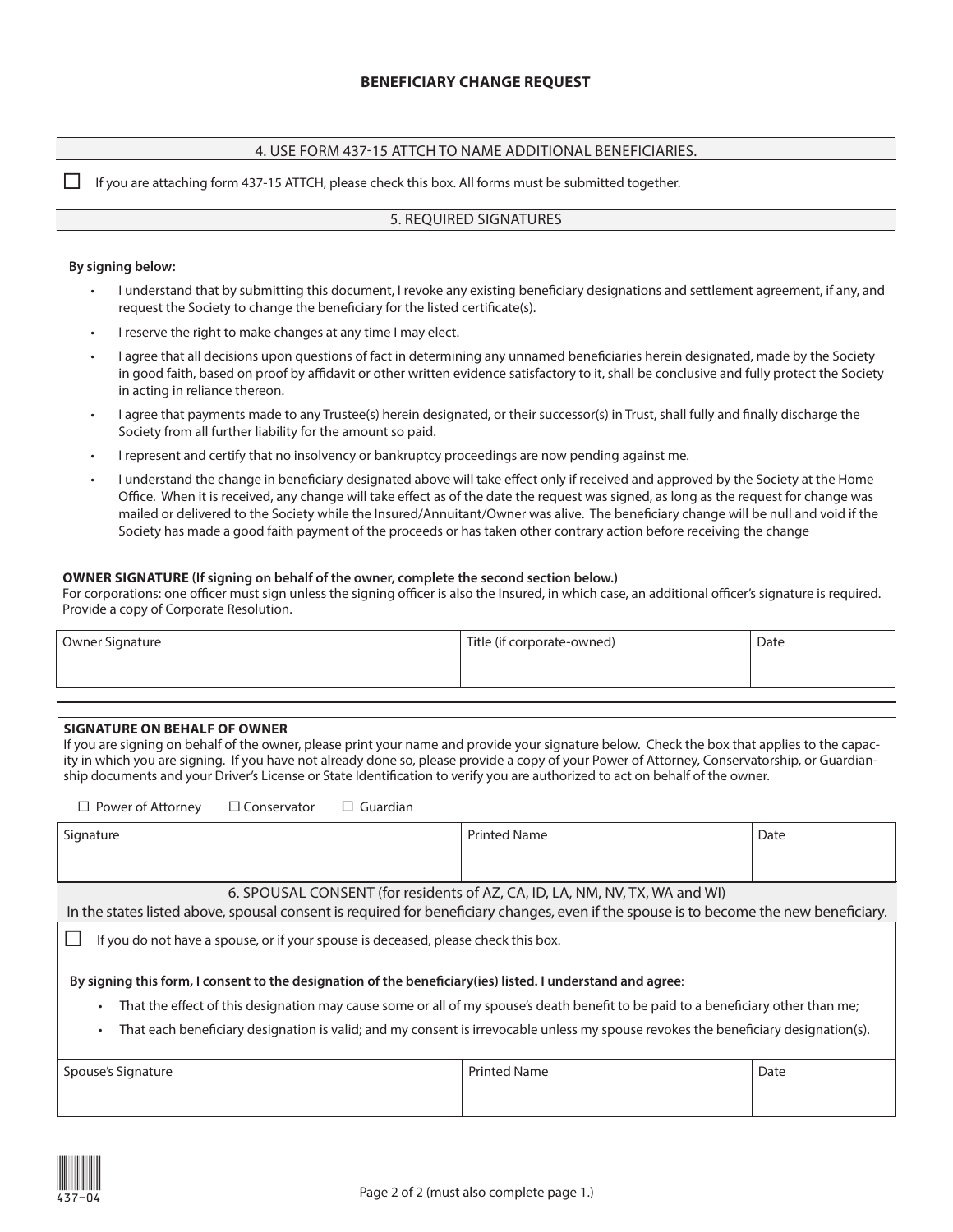# BENEFICIARY CHANGE REQUEST

## 4. USE FORM 437-15 ATTCH TO NAME ADDITIONAL BENEFICIARIES.

☐ If you are attaching form 437-15 ATTCH, please check this box. All forms must be submitted together.

## 5. REQUIRED SIGNATURES

**By signing below:**

- I understand that by submitting this document, I revoke any existing beneficiary designations and settlement agreement, if any, and request the Society to change the beneficiary for the listed certificate(s).
- I reserve the right to make changes at any time I may elect.
- I agree that all decisions upon questions of fact in determining any unnamed beneficiaries herein designated, made by the Society in good faith, based on proof by affidavit or other written evidence satisfactory to it, shall be conclusive and fully protect the Society in acting in reliance thereon.
- I agree that payments made to any Trustee(s) herein designated, or their successor(s) in Trust, shall fully and finally discharge the Society from all further liability for the amount so paid.
- I represent and certify that no insolvency or bankruptcy proceedings are now pending against me.
- I understand the change in beneficiary designated above will take effect only if received and approved by the Society at the Home Office. When it is received, any change will take effect as of the date the request was signed, as long as the request for change was mailed or delivered to the Society while the Insured/Annuitant/Owner was alive. The beneficiary change will be null and void if the Society has made a good faith payment of the proceeds or has taken other contrary action before receiving the change

**OWNER SIGNATURE (If signing on behalf of the owner, complete the second section below.)**
For corporations: one officer must sign unless the signing officer is also the Insured, in which case, an additional officer's signature is required. Provide a copy of Corporate Resolution.

| Owner Signature | Title (if corporate-owned) | Date |
|---|---|---|
| | | |

**SIGNATURE ON BEHALF OF OWNER**
If you are signing on behalf of the owner, please print your name and provide your signature below. Check the box that applies to the capacity in which you are signing. If you have not already done so, please provide a copy of your Power of Attorney, Conservatorship, or Guardianship documents and your Driver's License or State Identification to verify you are authorized to act on behalf of the owner.

☐ Power of Attorney ☐ Conservator ☐ Guardian

| Signature | Printed Name | Date |
|---|---|---|
| | | |

## 6. SPOUSAL CONSENT (for residents of AZ, CA, ID, LA, NM, NV, TX, WA and WI)

In the states listed above, spousal consent is required for beneficiary changes, even if the spouse is to become the new beneficiary.

☐ If you do not have a spouse, or if your spouse is deceased, please check this box.

**By signing this form, I consent to the designation of the beneficiary(ies) listed. I understand and agree**:

- That the effect of this designation may cause some or all of my spouse's death benefit to be paid to a beneficiary other than me;
- That each beneficiary designation is valid; and my consent is irrevocable unless my spouse revokes the beneficiary designation(s).

| Spouse's Signature | Printed Name | Date |
|---|---|---|
| | | |

437-04

Page 2 of 2 (must also complete page 1.)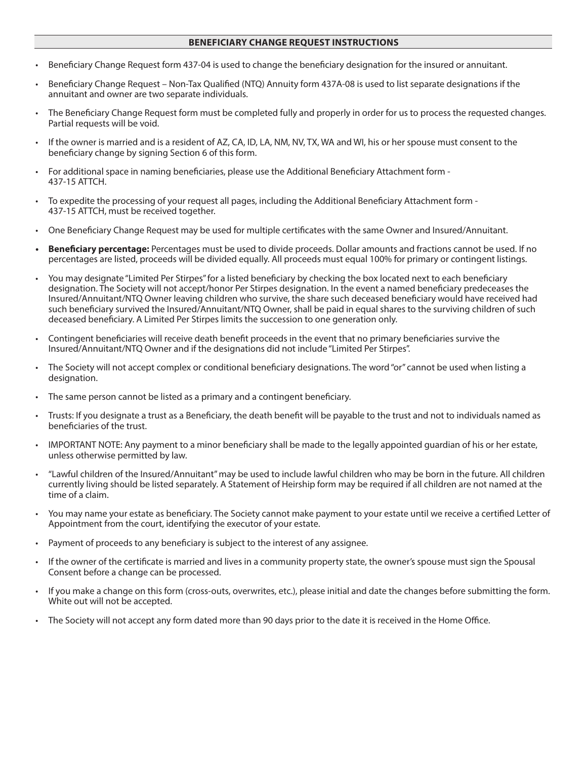## BENEFICIARY CHANGE REQUEST INSTRUCTIONS

- Beneficiary Change Request form 437-04 is used to change the beneficiary designation for the insured or annuitant.
- Beneficiary Change Request – Non-Tax Qualified (NTQ) Annuity form 437A-08 is used to list separate designations if the annuitant and owner are two separate individuals.
- The Beneficiary Change Request form must be completed fully and properly in order for us to process the requested changes. Partial requests will be void.
- If the owner is married and is a resident of AZ, CA, ID, LA, NM, NV, TX, WA and WI, his or her spouse must consent to the beneficiary change by signing Section 6 of this form.
- For additional space in naming beneficiaries, please use the Additional Beneficiary Attachment form - 437-15 ATTCH.
- To expedite the processing of your request all pages, including the Additional Beneficiary Attachment form - 437-15 ATTCH, must be received together.
- One Beneficiary Change Request may be used for multiple certificates with the same Owner and Insured/Annuitant.
- **Beneficiary percentage:** Percentages must be used to divide proceeds. Dollar amounts and fractions cannot be used. If no percentages are listed, proceeds will be divided equally. All proceeds must equal 100% for primary or contingent listings.
- You may designate "Limited Per Stirpes" for a listed beneficiary by checking the box located next to each beneficiary designation. The Society will not accept/honor Per Stirpes designation. In the event a named beneficiary predeceases the Insured/Annuitant/NTQ Owner leaving children who survive, the share such deceased beneficiary would have received had such beneficiary survived the Insured/Annuitant/NTQ Owner, shall be paid in equal shares to the surviving children of such deceased beneficiary. A Limited Per Stirpes limits the succession to one generation only.
- Contingent beneficiaries will receive death benefit proceeds in the event that no primary beneficiaries survive the Insured/Annuitant/NTQ Owner and if the designations did not include "Limited Per Stirpes".
- The Society will not accept complex or conditional beneficiary designations. The word "or" cannot be used when listing a designation.
- The same person cannot be listed as a primary and a contingent beneficiary.
- Trusts: If you designate a trust as a Beneficiary, the death benefit will be payable to the trust and not to individuals named as beneficiaries of the trust.
- IMPORTANT NOTE: Any payment to a minor beneficiary shall be made to the legally appointed guardian of his or her estate, unless otherwise permitted by law.
- "Lawful children of the Insured/Annuitant" may be used to include lawful children who may be born in the future. All children currently living should be listed separately. A Statement of Heirship form may be required if all children are not named at the time of a claim.
- You may name your estate as beneficiary. The Society cannot make payment to your estate until we receive a certified Letter of Appointment from the court, identifying the executor of your estate.
- Payment of proceeds to any beneficiary is subject to the interest of any assignee.
- If the owner of the certificate is married and lives in a community property state, the owner's spouse must sign the Spousal Consent before a change can be processed.
- If you make a change on this form (cross-outs, overwrites, etc.), please initial and date the changes before submitting the form. White out will not be accepted.
- The Society will not accept any form dated more than 90 days prior to the date it is received in the Home Office.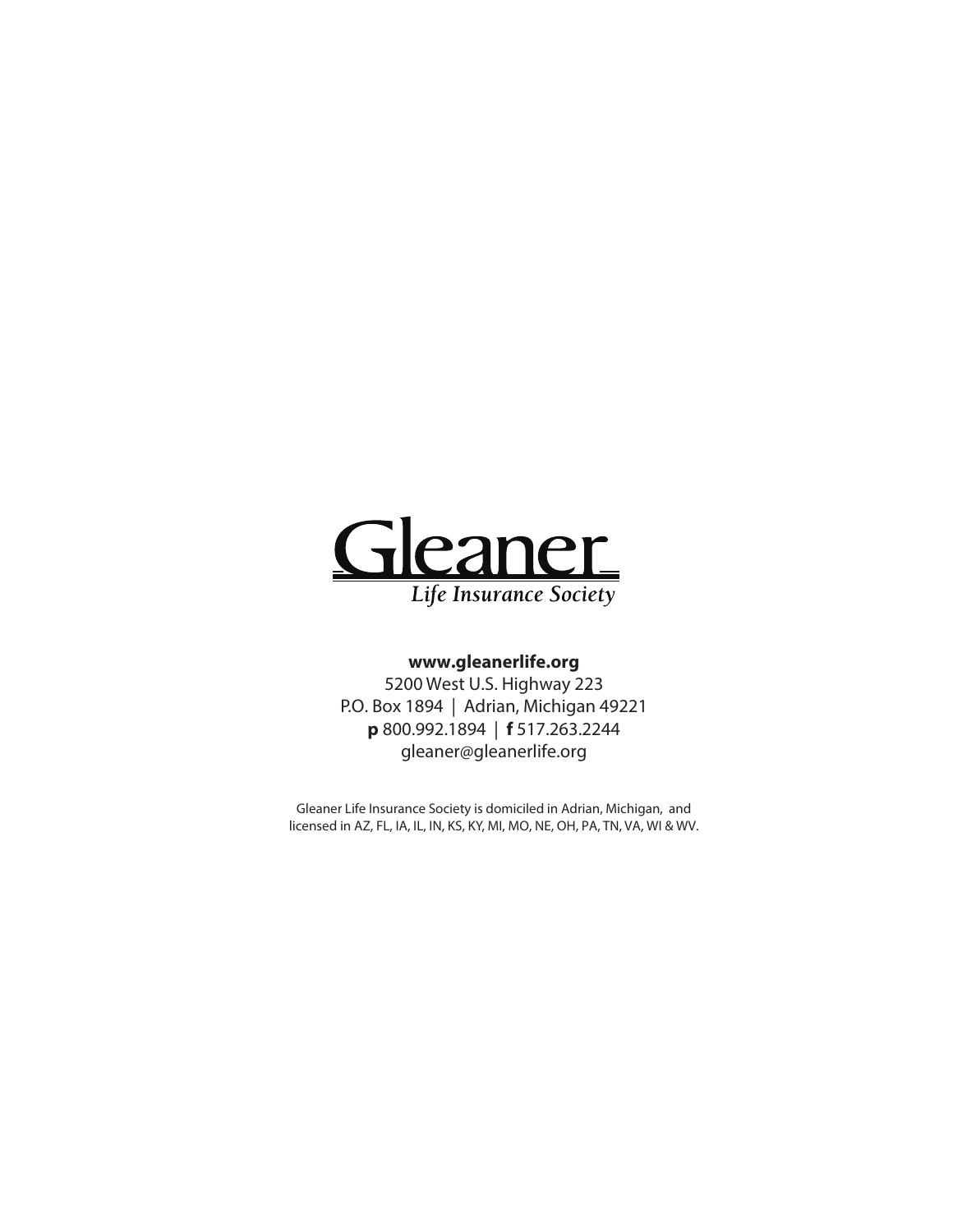Gleaner

*Life Insurance Society*

**www.gleanerlife.org**

5200 West U.S. Highway 223

P.O. Box 1894 | Adrian, Michigan 49221

**p** 800.992.1894 | **f** 517.263.2244

gleaner@gleanerlife.org

Gleaner Life Insurance Society is domiciled in Adrian, Michigan, and licensed in AZ, FL, IA, IL, IN, KS, KY, MI, MO, NE, OH, PA, TN, VA, WI & WV.